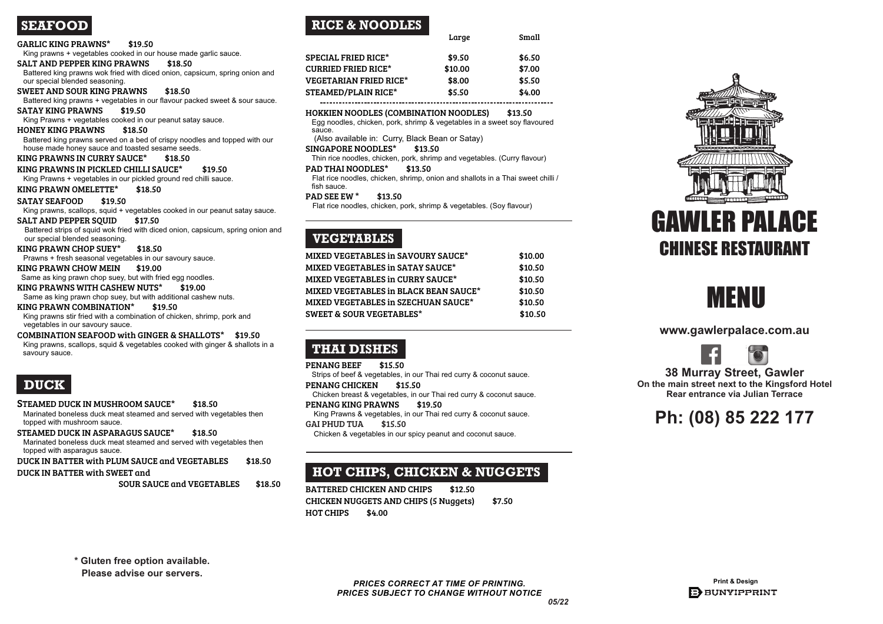## SEAFOOD

**GARLIC KING PRAWNS* $19.50**
King prawns + vegetables cooked in our house made garlic sauce.

**SALT AND PEPPER KING PRAWNS $18.50**
Battered king prawns wok fried with diced onion, capsicum, spring onion and our special blended seasoning.

**SWEET AND SOUR KING PRAWNS $18.50**
Battered king prawns + vegetables in our flavour packed sweet & sour sauce.

**SATAY KING PRAWNS $19.50**
King Prawns + vegetables cooked in our peanut satay sauce.

**HONEY KING PRAWNS $18.50**
Battered king prawns served on a bed of crispy noodles and topped with our house made honey sauce and toasted sesame seeds.

**KING PRAWNS IN CURRY SAUCE* $18.50**

**KING PRAWNS IN PICKLED CHILLI SAUCE* $19.50**
King Prawns + vegetables in our pickled ground red chilli sauce.

**KING PRAWN OMELETTE* $18.50**

**SATAY SEAFOOD $19.50**
King prawns, scallops, squid + vegetables cooked in our peanut satay sauce.

**SALT AND PEPPER SQUID $17.50**
Battered strips of squid wok fried with diced onion, capsicum, spring onion and our special blended seasoning.

**KING PRAWN CHOP SUEY* $18.50**
Prawns + fresh seasonal vegetables in our savoury sauce.

**KING PRAWN CHOW MEIN $19.00**
Same as king prawn chop suey, but with fried egg noodles.

**KING PRAWNS WITH CASHEW NUTS* $19.00**
Same as king prawn chop suey, but with additional cashew nuts.

**KING PRAWN COMBINATION* $19.50**
King prawns stir fried with a combination of chicken, shrimp, pork and vegetables in our savoury sauce.

**COMBINATION SEAFOOD with GINGER & SHALLOTS* $19.50**
King prawns, scallops, squid & vegetables cooked with ginger & shallots in a savoury sauce.

## DUCK

**STEAMED DUCK IN MUSHROOM SAUCE* $18.50**
Marinated boneless duck meat steamed and served with vegetables then topped with mushroom sauce.

**STEAMED DUCK IN ASPARAGUS SAUCE* $18.50**
Marinated boneless duck meat steamed and served with vegetables then topped with asparagus sauce.

**DUCK IN BATTER with PLUM SAUCE and VEGETABLES $18.50**

**DUCK IN BATTER with SWEET and SOUR SAUCE and VEGETABLES $18.50**

\* Gluten free option available.
Please advise our servers.

## RICE & NOODLES

| | Large | Small |
|---|---|---|
| SPECIAL FRIED RICE* | $9.50 | $6.50 |
| CURRIED FRIED RICE* | $10.00 | $7.00 |
| VEGETARIAN FRIED RICE* | $8.00 | $5.50 |
| STEAMED/PLAIN RICE* | $5.50 | $4.00 |

**HOKKIEN NOODLES (COMBINATION NOODLES) $13.50**
Egg noodles, chicken, pork, shrimp & vegetables in a sweet soy flavoured sauce.
(Also available in: Curry, Black Bean or Satay)

**SINGAPORE NOODLES* $13.50**
Thin rice noodles, chicken, pork, shrimp and vegetables. (Curry flavour)

**PAD THAI NOODLES* $13.50**
Flat rice noodles, chicken, shrimp, onion and shallots in a Thai sweet chilli / fish sauce.

**PAD SEE EW * $13.50**
Flat rice noodles, chicken, pork, shrimp & vegetables. (Soy flavour)

## VEGETABLES

| | |
|---|---|
| MIXED VEGETABLES in SAVOURY SAUCE* | $10.00 |
| MIXED VEGETABLES in SATAY SAUCE* | $10.50 |
| MIXED VEGETABLES in CURRY SAUCE* | $10.50 |
| MIXED VEGETABLES in BLACK BEAN SAUCE* | $10.50 |
| MIXED VEGETABLES in SZECHUAN SAUCE* | $10.50 |
| SWEET & SOUR VEGETABLES* | $10.50 |

## THAI DISHES

**PENANG BEEF $15.50**
Strips of beef & vegetables, in our Thai red curry & coconut sauce.

**PENANG CHICKEN $15.50**
Chicken breast & vegetables, in our Thai red curry & coconut sauce.

**PENANG KING PRAWNS $19.50**
King Prawns & vegetables, in our Thai red curry & coconut sauce.

**GAI PHUD TUA $15.50**
Chicken & vegetables in our spicy peanut and coconut sauce.

## HOT CHIPS, CHICKEN & NUGGETS

**BATTERED CHICKEN AND CHIPS $12.50**

**CHICKEN NUGGETS AND CHIPS (5 Nuggets) $7.50**

**HOT CHIPS $4.00**

*PRICES CORRECT AT TIME OF PRINTING.*
*PRICES SUBJECT TO CHANGE WITHOUT NOTICE*

*05/22*

# GAWLER PALACE
## CHINESE RESTAURANT

# MENU

**www.gawlerpalace.com.au**

**38 Murray Street, Gawler**
**On the main street next to the Kingsford Hotel**
**Rear entrance via Julian Terrace**

## Ph: (08) 85 222 177

Print & Design
BUNYIPPRINT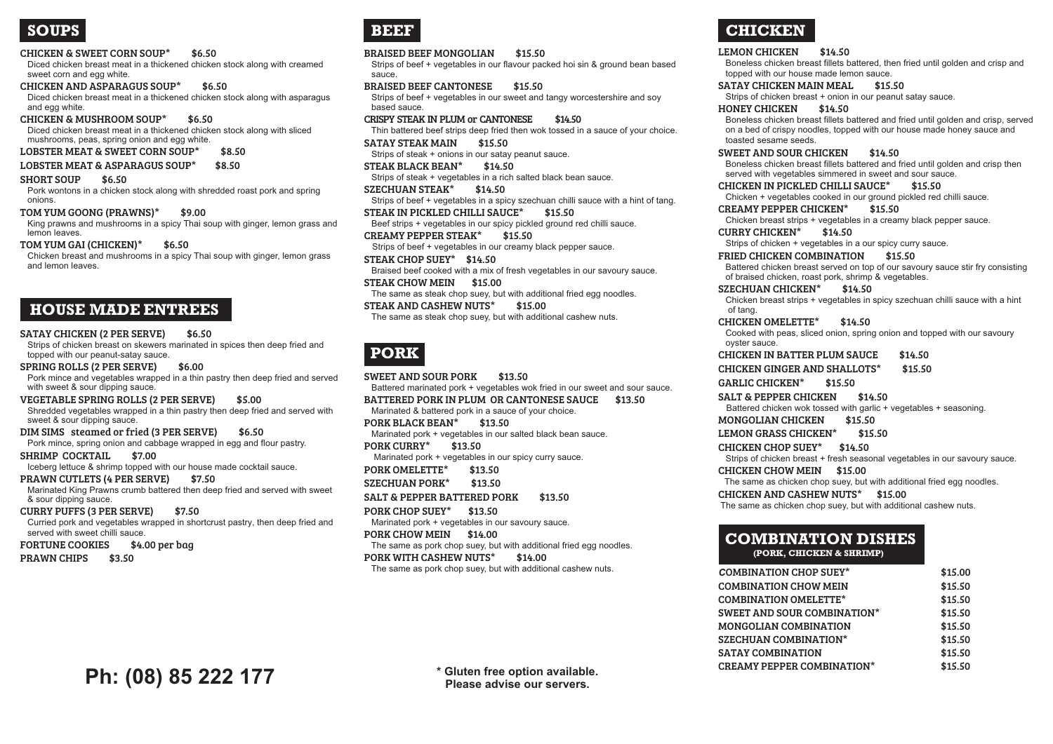## SOUPS

**CHICKEN & SWEET CORN SOUP* $6.50**
Diced chicken breast meat in a thickened chicken stock along with creamed sweet corn and egg white.

**CHICKEN AND ASPARAGUS SOUP* $6.50**
Diced chicken breast meat in a thickened chicken stock along with asparagus and egg white.

**CHICKEN & MUSHROOM SOUP* $6.50**
Diced chicken breast meat in a thickened chicken stock along with sliced mushrooms, peas, spring onion and egg white.

**LOBSTER MEAT & SWEET CORN SOUP* $8.50**

**LOBSTER MEAT & ASPARAGUS SOUP* $8.50**

**SHORT SOUP $6.50**
Pork wontons in a chicken stock along with shredded roast pork and spring onions.

**TOM YUM GOONG (PRAWNS)* $9.00**
King prawns and mushrooms in a spicy Thai soup with ginger, lemon grass and lemon leaves.

**TOM YUM GAI (CHICKEN)* $6.50**
Chicken breast and mushrooms in a spicy Thai soup with ginger, lemon grass and lemon leaves.

## HOUSE MADE ENTREES

**SATAY CHICKEN (2 PER SERVE) $6.50**
Strips of chicken breast on skewers marinated in spices then deep fried and topped with our peanut-satay sauce.

**SPRING ROLLS (2 PER SERVE) $6.00**
Pork mince and vegetables wrapped in a thin pastry then deep fried and served with sweet & sour dipping sauce.

**VEGETABLE SPRING ROLLS (2 PER SERVE) $5.00**
Shredded vegetables wrapped in a thin pastry then deep fried and served with sweet & sour dipping sauce.

**DIM SIMS steamed or fried (3 PER SERVE) $6.50**
Pork mince, spring onion and cabbage wrapped in egg and flour pastry.

**SHRIMP COCKTAIL $7.00**
Iceberg lettuce & shrimp topped with our house made cocktail sauce.

**PRAWN CUTLETS (4 PER SERVE) $7.50**
Marinated King Prawns crumb battered then deep fried and served with sweet & sour dipping sauce.

**CURRY PUFFS (3 PER SERVE) $7.50**
Curried pork and vegetables wrapped in shortcrust pastry, then deep fried and served with sweet chilli sauce.

**FORTUNE COOKIES $4.00 per bag**

**PRAWN CHIPS $3.50**

## BEEF

**BRAISED BEEF MONGOLIAN $15.50**
Strips of beef + vegetables in our flavour packed hoi sin & ground bean based sauce.

**BRAISED BEEF CANTONESE $15.50**
Strips of beef + vegetables in our sweet and tangy worcestershire and soy based sauce.

**CRISPY STEAK IN PLUM or CANTONESE $14.50**
Thin battered beef strips deep fried then wok tossed in a sauce of your choice.

**SATAY STEAK MAIN $15.50**
Strips of steak + onions in our satay peanut sauce.

**STEAK BLACK BEAN* $14.50**
Strips of steak + vegetables in a rich salted black bean sauce.

**SZECHUAN STEAK* $14.50**
Strips of beef + vegetables in a spicy szechuan chilli sauce with a hint of tang.

**STEAK IN PICKLED CHILLI SAUCE* $15.50**
Beef strips + vegetables in our spicy pickled ground red chilli sauce.

**CREAMY PEPPER STEAK* $15.50**
Strips of beef + vegetables in our creamy black pepper sauce.

**STEAK CHOP SUEY* $14.50**
Braised beef cooked with a mix of fresh vegetables in our savoury sauce.

**STEAK CHOW MEIN $15.00**
The same as steak chop suey, but with additional fried egg noodles.

**STEAK AND CASHEW NUTS* $15.00**
The same as steak chop suey, but with additional cashew nuts.

## PORK

**SWEET AND SOUR PORK $13.50**
Battered marinated pork + vegetables wok fried in our sweet and sour sauce.

**BATTERED PORK IN PLUM OR CANTONESE SAUCE $13.50**
Marinated & battered pork in a sauce of your choice.

**PORK BLACK BEAN* $13.50**
Marinated pork + vegetables in our salted black bean sauce.

**PORK CURRY* $13.50**
Marinated pork + vegetables in our spicy curry sauce.

**PORK OMELETTE* $13.50**

**SZECHUAN PORK* $13.50**

**SALT & PEPPER BATTERED PORK $13.50**

**PORK CHOP SUEY* $13.50**
Marinated pork + vegetables in our savoury sauce.

**PORK CHOW MEIN $14.00**
The same as pork chop suey, but with additional fried egg noodles.

**PORK WITH CASHEW NUTS* $14.00**
The same as pork chop suey, but with additional cashew nuts.

## CHICKEN

**LEMON CHICKEN $14.50**
Boneless chicken breast fillets battered, then fried until golden and crisp and topped with our house made lemon sauce.

**SATAY CHICKEN MAIN MEAL $15.50**
Strips of chicken breast + onion in our peanut satay sauce.

**HONEY CHICKEN $14.50**
Boneless chicken breast fillets battered and fried until golden and crisp, served on a bed of crispy noodles, topped with our house made honey sauce and toasted sesame seeds.

**SWEET AND SOUR CHICKEN $14.50**
Boneless chicken breast fillets battered and fried until golden and crisp then served with vegetables simmered in sweet and sour sauce.

**CHICKEN IN PICKLED CHILLI SAUCE* $15.50**
Chicken + vegetables cooked in our ground pickled red chilli sauce.

**CREAMY PEPPER CHICKEN* $15.50**
Chicken breast strips + vegetables in a creamy black pepper sauce.

**CURRY CHICKEN* $14.50**
Strips of chicken + vegetables in a our spicy curry sauce.

**FRIED CHICKEN COMBINATION $15.50**
Battered chicken breast served on top of our savoury sauce stir fry consisting of braised chicken, roast pork, shrimp & vegetables.

**SZECHUAN CHICKEN* $14.50**
Chicken breast strips + vegetables in spicy szechuan chilli sauce with a hint of tang.

**CHICKEN OMELETTE* $14.50**
Cooked with peas, sliced onion, spring onion and topped with our savoury oyster sauce.

**CHICKEN IN BATTER PLUM SAUCE $14.50**

**CHICKEN GINGER AND SHALLOTS* $15.50**

**GARLIC CHICKEN* $15.50**

**SALT & PEPPER CHICKEN $14.50**
Battered chicken wok tossed with garlic + vegetables + seasoning.

**MONGOLIAN CHICKEN $15.50**

**LEMON GRASS CHICKEN* $15.50**

**CHICKEN CHOP SUEY* $14.50**
Strips of chicken breast + fresh seasonal vegetables in our savoury sauce.

**CHICKEN CHOW MEIN $15.00**
The same as chicken chop suey, but with additional fried egg noodles.

**CHICKEN AND CASHEW NUTS* $15.00**
The same as chicken chop suey, but with additional cashew nuts.

## COMBINATION DISHES
**(PORK, CHICKEN & SHRIMP)**

| | |
|---|---|
| COMBINATION CHOP SUEY* | $15.00 |
| COMBINATION CHOW MEIN | $15.50 |
| COMBINATION OMELETTE* | $15.50 |
| SWEET AND SOUR COMBINATION* | $15.50 |
| MONGOLIAN COMBINATION | $15.50 |
| SZECHUAN COMBINATION* | $15.50 |
| SATAY COMBINATION | $15.50 |
| CREAMY PEPPER COMBINATION* | $15.50 |

**Ph: (08) 85 222 177**

**\* Gluten free option available. Please advise our servers.**